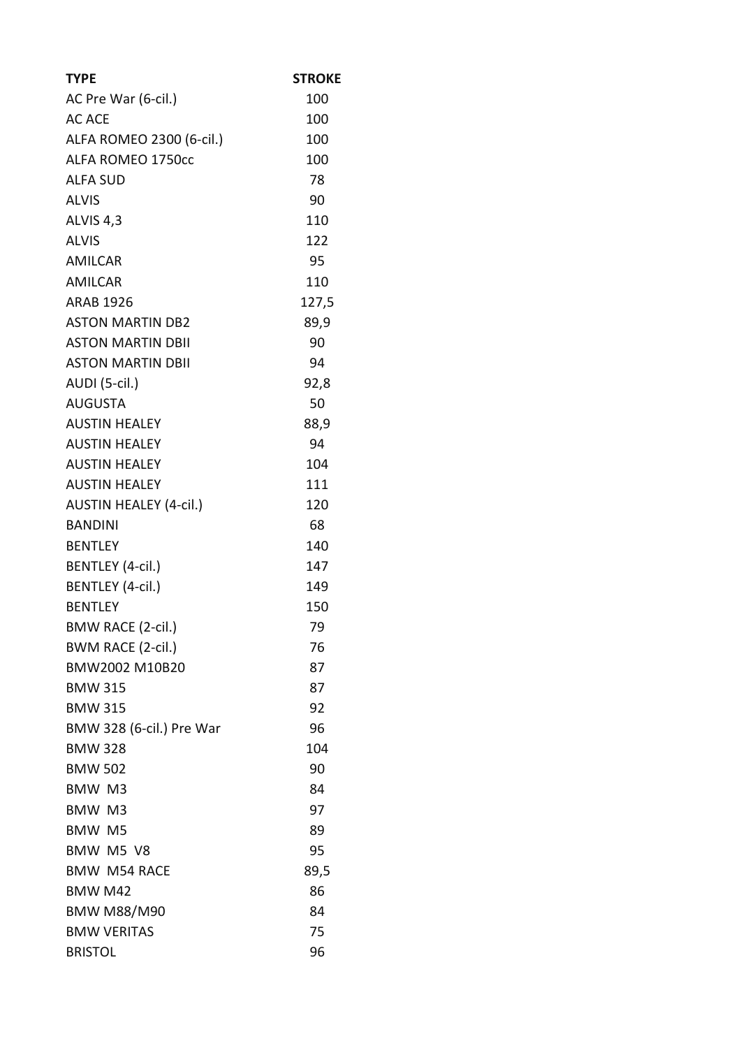| TYPE | STROKE |
|---|---|
| AC Pre War (6-cil.) | 100 |
| AC ACE | 100 |
| ALFA ROMEO 2300 (6-cil.) | 100 |
| ALFA ROMEO 1750cc | 100 |
| ALFA SUD | 78 |
| ALVIS | 90 |
| ALVIS 4,3 | 110 |
| ALVIS | 122 |
| AMILCAR | 95 |
| AMILCAR | 110 |
| ARAB 1926 | 127,5 |
| ASTON MARTIN DB2 | 89,9 |
| ASTON MARTIN DBII | 90 |
| ASTON MARTIN DBII | 94 |
| AUDI (5-cil.) | 92,8 |
| AUGUSTA | 50 |
| AUSTIN HEALEY | 88,9 |
| AUSTIN HEALEY | 94 |
| AUSTIN HEALEY | 104 |
| AUSTIN HEALEY | 111 |
| AUSTIN HEALEY (4-cil.) | 120 |
| BANDINI | 68 |
| BENTLEY | 140 |
| BENTLEY (4-cil.) | 147 |
| BENTLEY (4-cil.) | 149 |
| BENTLEY | 150 |
| BMW RACE (2-cil.) | 79 |
| BWM RACE (2-cil.) | 76 |
| BMW2002 M10B20 | 87 |
| BMW 315 | 87 |
| BMW 315 | 92 |
| BMW 328 (6-cil.) Pre War | 96 |
| BMW 328 | 104 |
| BMW 502 | 90 |
| BMW M3 | 84 |
| BMW M3 | 97 |
| BMW M5 | 89 |
| BMW M5 V8 | 95 |
| BMW M54 RACE | 89,5 |
| BMW M42 | 86 |
| BMW M88/M90 | 84 |
| BMW VERITAS | 75 |
| BRISTOL | 96 |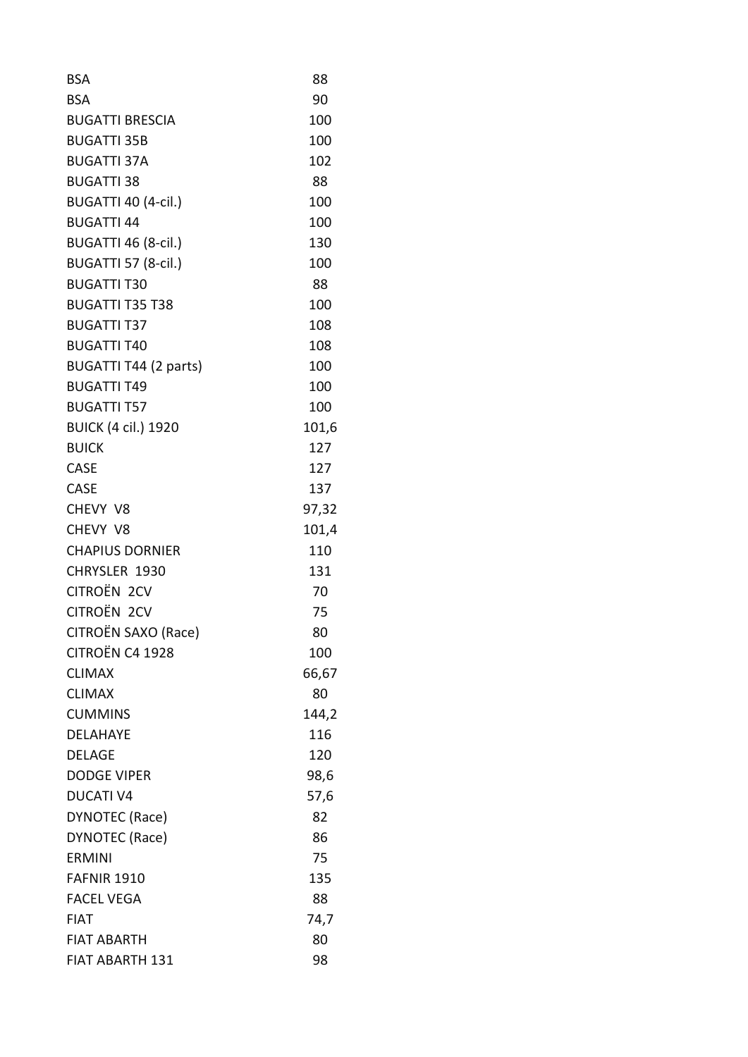| | |
|---|---|
| BSA | 88 |
| BSA | 90 |
| BUGATTI BRESCIA | 100 |
| BUGATTI 35B | 100 |
| BUGATTI 37A | 102 |
| BUGATTI 38 | 88 |
| BUGATTI 40 (4-cil.) | 100 |
| BUGATTI 44 | 100 |
| BUGATTI 46 (8-cil.) | 130 |
| BUGATTI 57 (8-cil.) | 100 |
| BUGATTI T30 | 88 |
| BUGATTI T35 T38 | 100 |
| BUGATTI T37 | 108 |
| BUGATTI T40 | 108 |
| BUGATTI T44 (2 parts) | 100 |
| BUGATTI T49 | 100 |
| BUGATTI T57 | 100 |
| BUICK (4 cil.) 1920 | 101,6 |
| BUICK | 127 |
| CASE | 127 |
| CASE | 137 |
| CHEVY V8 | 97,32 |
| CHEVY V8 | 101,4 |
| CHAPIUS DORNIER | 110 |
| CHRYSLER 1930 | 131 |
| CITROËN 2CV | 70 |
| CITROËN 2CV | 75 |
| CITROËN SAXO (Race) | 80 |
| CITROËN C4 1928 | 100 |
| CLIMAX | 66,67 |
| CLIMAX | 80 |
| CUMMINS | 144,2 |
| DELAHAYE | 116 |
| DELAGE | 120 |
| DODGE VIPER | 98,6 |
| DUCATI V4 | 57,6 |
| DYNOTEC (Race) | 82 |
| DYNOTEC (Race) | 86 |
| ERMINI | 75 |
| FAFNIR 1910 | 135 |
| FACEL VEGA | 88 |
| FIAT | 74,7 |
| FIAT ABARTH | 80 |
| FIAT ABARTH 131 | 98 |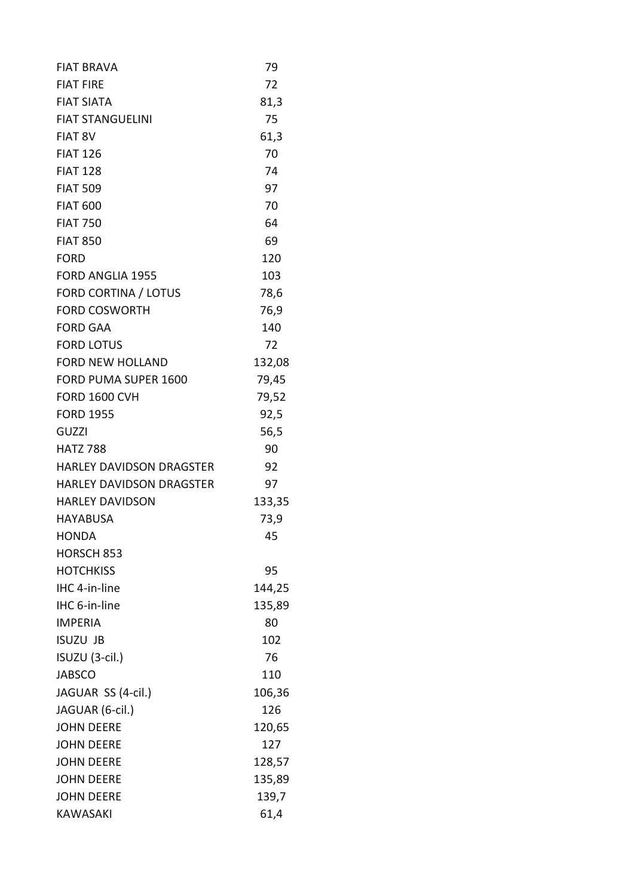| | |
|---|---|
| FIAT BRAVA | 79 |
| FIAT FIRE | 72 |
| FIAT SIATA | 81,3 |
| FIAT STANGUELINI | 75 |
| FIAT 8V | 61,3 |
| FIAT 126 | 70 |
| FIAT 128 | 74 |
| FIAT 509 | 97 |
| FIAT 600 | 70 |
| FIAT 750 | 64 |
| FIAT 850 | 69 |
| FORD | 120 |
| FORD ANGLIA 1955 | 103 |
| FORD CORTINA / LOTUS | 78,6 |
| FORD COSWORTH | 76,9 |
| FORD GAA | 140 |
| FORD LOTUS | 72 |
| FORD NEW HOLLAND | 132,08 |
| FORD PUMA SUPER 1600 | 79,45 |
| FORD 1600 CVH | 79,52 |
| FORD 1955 | 92,5 |
| GUZZI | 56,5 |
| HATZ 788 | 90 |
| HARLEY DAVIDSON DRAGSTER | 92 |
| HARLEY DAVIDSON DRAGSTER | 97 |
| HARLEY DAVIDSON | 133,35 |
| HAYABUSA | 73,9 |
| HONDA | 45 |
| HORSCH 853 | |
| HOTCHKISS | 95 |
| IHC 4-in-line | 144,25 |
| IHC 6-in-line | 135,89 |
| IMPERIA | 80 |
| ISUZU JB | 102 |
| ISUZU (3-cil.) | 76 |
| JABSCO | 110 |
| JAGUAR SS (4-cil.) | 106,36 |
| JAGUAR (6-cil.) | 126 |
| JOHN DEERE | 120,65 |
| JOHN DEERE | 127 |
| JOHN DEERE | 128,57 |
| JOHN DEERE | 135,89 |
| JOHN DEERE | 139,7 |
| KAWASAKI | 61,4 |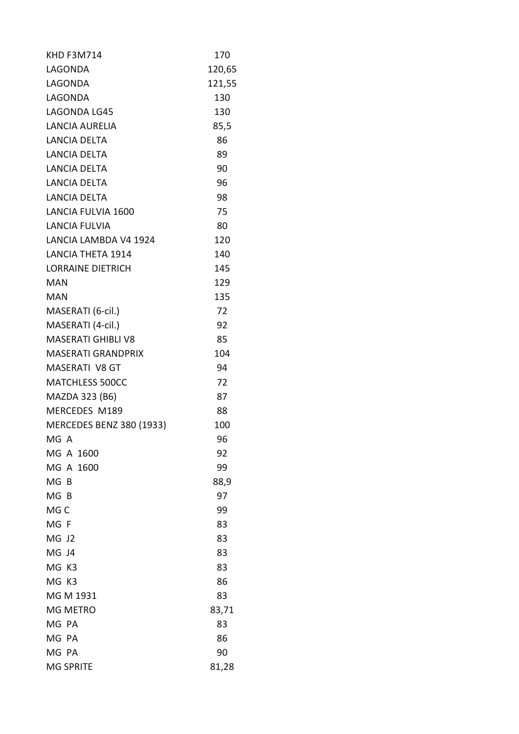| | |
|---|---|
| KHD F3M714 | 170 |
| LAGONDA | 120,65 |
| LAGONDA | 121,55 |
| LAGONDA | 130 |
| LAGONDA LG45 | 130 |
| LANCIA AURELIA | 85,5 |
| LANCIA DELTA | 86 |
| LANCIA DELTA | 89 |
| LANCIA DELTA | 90 |
| LANCIA DELTA | 96 |
| LANCIA DELTA | 98 |
| LANCIA FULVIA 1600 | 75 |
| LANCIA FULVIA | 80 |
| LANCIA LAMBDA V4 1924 | 120 |
| LANCIA THETA 1914 | 140 |
| LORRAINE DIETRICH | 145 |
| MAN | 129 |
| MAN | 135 |
| MASERATI (6-cil.) | 72 |
| MASERATI (4-cil.) | 92 |
| MASERATI GHIBLI V8 | 85 |
| MASERATI GRANDPRIX | 104 |
| MASERATI V8 GT | 94 |
| MATCHLESS 500CC | 72 |
| MAZDA 323 (B6) | 87 |
| MERCEDES M189 | 88 |
| MERCEDES BENZ 380 (1933) | 100 |
| MG A | 96 |
| MG A 1600 | 92 |
| MG A 1600 | 99 |
| MG B | 88,9 |
| MG B | 97 |
| MG C | 99 |
| MG F | 83 |
| MG J2 | 83 |
| MG J4 | 83 |
| MG K3 | 83 |
| MG K3 | 86 |
| MG M 1931 | 83 |
| MG METRO | 83,71 |
| MG PA | 83 |
| MG PA | 86 |
| MG PA | 90 |
| MG SPRITE | 81,28 |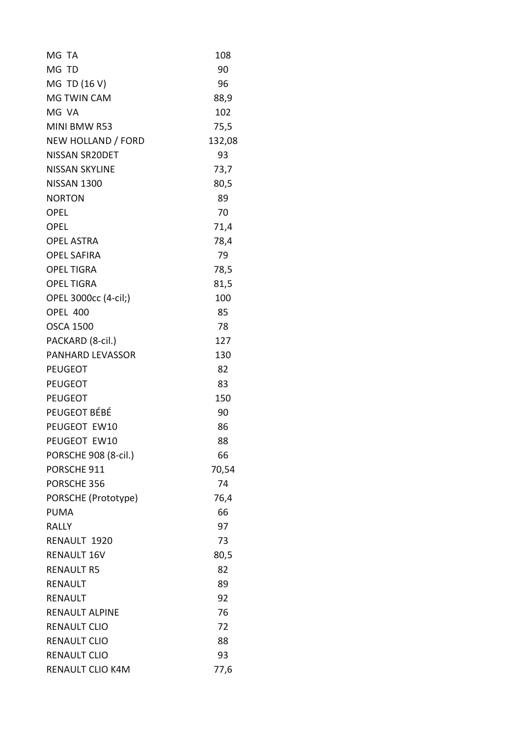| | |
|---|---|
| MG TA | 108 |
| MG TD | 90 |
| MG TD (16 V) | 96 |
| MG TWIN CAM | 88,9 |
| MG VA | 102 |
| MINI BMW R53 | 75,5 |
| NEW HOLLAND / FORD | 132,08 |
| NISSAN SR20DET | 93 |
| NISSAN SKYLINE | 73,7 |
| NISSAN 1300 | 80,5 |
| NORTON | 89 |
| OPEL | 70 |
| OPEL | 71,4 |
| OPEL ASTRA | 78,4 |
| OPEL SAFIRA | 79 |
| OPEL TIGRA | 78,5 |
| OPEL TIGRA | 81,5 |
| OPEL 3000cc (4-cil;) | 100 |
| OPEL 400 | 85 |
| OSCA 1500 | 78 |
| PACKARD (8-cil.) | 127 |
| PANHARD LEVASSOR | 130 |
| PEUGEOT | 82 |
| PEUGEOT | 83 |
| PEUGEOT | 150 |
| PEUGEOT BÉBÉ | 90 |
| PEUGEOT EW10 | 86 |
| PEUGEOT EW10 | 88 |
| PORSCHE 908 (8-cil.) | 66 |
| PORSCHE 911 | 70,54 |
| PORSCHE 356 | 74 |
| PORSCHE (Prototype) | 76,4 |
| PUMA | 66 |
| RALLY | 97 |
| RENAULT 1920 | 73 |
| RENAULT 16V | 80,5 |
| RENAULT R5 | 82 |
| RENAULT | 89 |
| RENAULT | 92 |
| RENAULT ALPINE | 76 |
| RENAULT CLIO | 72 |
| RENAULT CLIO | 88 |
| RENAULT CLIO | 93 |
| RENAULT CLIO K4M | 77,6 |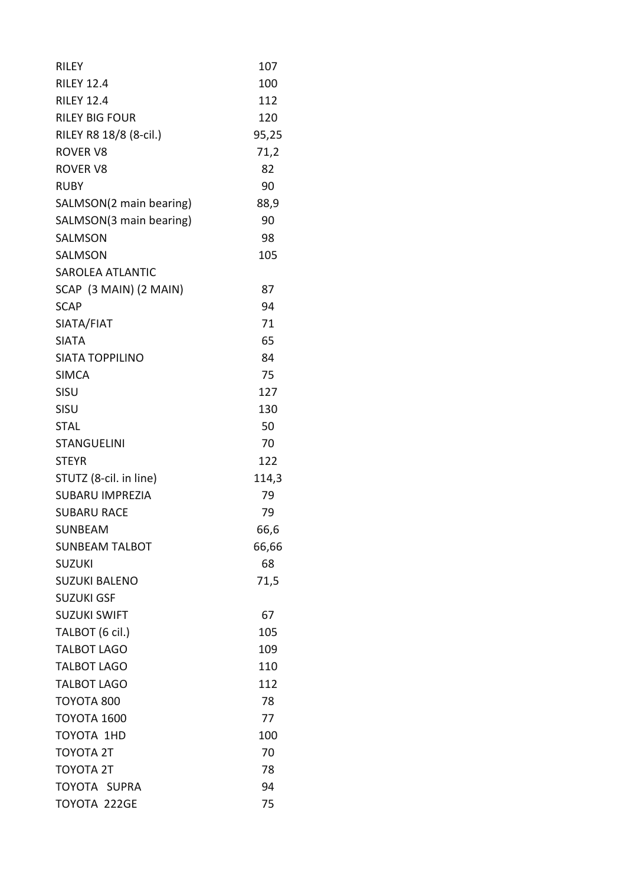| | |
|---|---|
| RILEY | 107 |
| RILEY 12.4 | 100 |
| RILEY 12.4 | 112 |
| RILEY BIG FOUR | 120 |
| RILEY R8 18/8 (8-cil.) | 95,25 |
| ROVER V8 | 71,2 |
| ROVER V8 | 82 |
| RUBY | 90 |
| SALMSON(2 main bearing) | 88,9 |
| SALMSON(3 main bearing) | 90 |
| SALMSON | 98 |
| SALMSON | 105 |
| SAROLEA ATLANTIC | |
| SCAP (3 MAIN) (2 MAIN) | 87 |
| SCAP | 94 |
| SIATA/FIAT | 71 |
| SIATA | 65 |
| SIATA TOPPILINO | 84 |
| SIMCA | 75 |
| SISU | 127 |
| SISU | 130 |
| STAL | 50 |
| STANGUELINI | 70 |
| STEYR | 122 |
| STUTZ (8-cil. in line) | 114,3 |
| SUBARU IMPREZIA | 79 |
| SUBARU RACE | 79 |
| SUNBEAM | 66,6 |
| SUNBEAM TALBOT | 66,66 |
| SUZUKI | 68 |
| SUZUKI BALENO | 71,5 |
| SUZUKI GSF | |
| SUZUKI SWIFT | 67 |
| TALBOT (6 cil.) | 105 |
| TALBOT LAGO | 109 |
| TALBOT LAGO | 110 |
| TALBOT LAGO | 112 |
| TOYOTA 800 | 78 |
| TOYOTA 1600 | 77 |
| TOYOTA 1HD | 100 |
| TOYOTA 2T | 70 |
| TOYOTA 2T | 78 |
| TOYOTA SUPRA | 94 |
| TOYOTA 222GE | 75 |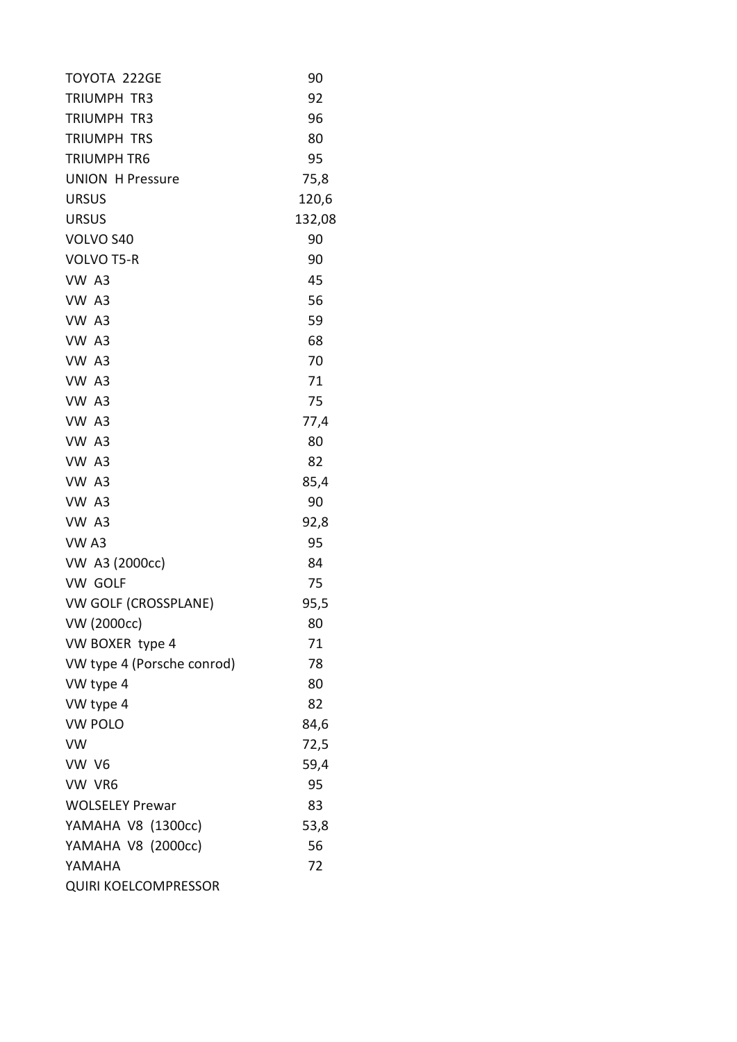| | |
|---|---|
| TOYOTA 222GE | 90 |
| TRIUMPH TR3 | 92 |
| TRIUMPH TR3 | 96 |
| TRIUMPH TRS | 80 |
| TRIUMPH TR6 | 95 |
| UNION H Pressure | 75,8 |
| URSUS | 120,6 |
| URSUS | 132,08 |
| VOLVO S40 | 90 |
| VOLVO T5-R | 90 |
| VW A3 | 45 |
| VW A3 | 56 |
| VW A3 | 59 |
| VW A3 | 68 |
| VW A3 | 70 |
| VW A3 | 71 |
| VW A3 | 75 |
| VW A3 | 77,4 |
| VW A3 | 80 |
| VW A3 | 82 |
| VW A3 | 85,4 |
| VW A3 | 90 |
| VW A3 | 92,8 |
| VW A3 | 95 |
| VW A3 (2000cc) | 84 |
| VW GOLF | 75 |
| VW GOLF (CROSSPLANE) | 95,5 |
| VW (2000cc) | 80 |
| VW BOXER type 4 | 71 |
| VW type 4 (Porsche conrod) | 78 |
| VW type 4 | 80 |
| VW type 4 | 82 |
| VW POLO | 84,6 |
| VW | 72,5 |
| VW V6 | 59,4 |
| VW VR6 | 95 |
| WOLSELEY Prewar | 83 |
| YAMAHA V8 (1300cc) | 53,8 |
| YAMAHA V8 (2000cc) | 56 |
| YAMAHA | 72 |
| QUIRI KOELCOMPRESSOR | |